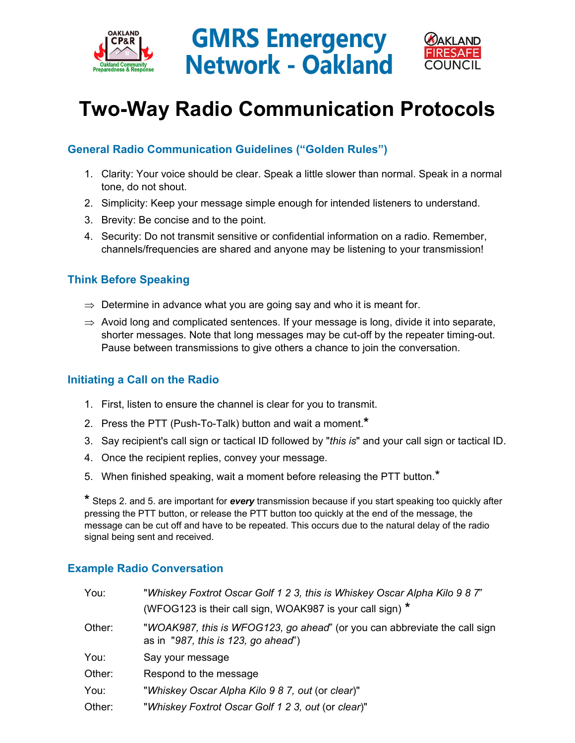# GMRS Emergency Network - Oakland

Oakland CP&R — Oakland Community Preparedness & Response

Oakland Firesafe Council

## Two-Way Radio Communication Protocols

### General Radio Communication Guidelines ("Golden Rules")

1. Clarity: Your voice should be clear. Speak a little slower than normal. Speak in a normal tone, do not shout.
2. Simplicity: Keep your message simple enough for intended listeners to understand.
3. Brevity: Be concise and to the point.
4. Security: Do not transmit sensitive or confidential information on a radio. Remember, channels/frequencies are shared and anyone may be listening to your transmission!

### Think Before Speaking

⇒ Determine in advance what you are going say and who it is meant for.

⇒ Avoid long and complicated sentences. If your message is long, divide it into separate, shorter messages. Note that long messages may be cut-off by the repeater timing-out. Pause between transmissions to give others a chance to join the conversation.

### Initiating a Call on the Radio

1. First, listen to ensure the channel is clear for you to transmit.
2. Press the PTT (Push-To-Talk) button and wait a moment.*
3. Say recipient's call sign or tactical ID followed by "*this is*" and your call sign or tactical ID.
4. Once the recipient replies, convey your message.
5. When finished speaking, wait a moment before releasing the PTT button.*

\* Steps 2. and 5. are important for ***every*** transmission because if you start speaking too quickly after pressing the PTT button, or release the PTT button too quickly at the end of the message, the message can be cut off and have to be repeated. This occurs due to the natural delay of the radio signal being sent and received.

### Example Radio Conversation

| | |
|---|---|
| You: | "*Whiskey Foxtrot Oscar Golf 1 2 3, this is Whiskey Oscar Alpha Kilo 9 8 7*" (WFOG123 is their call sign, WOAK987 is your call sign) * |
| Other: | "*WOAK987, this is WFOG123, go ahead*" (or you can abbreviate the call sign as in "*987, this is 123, go ahead*") |
| You: | Say your message |
| Other: | Respond to the message |
| You: | "*Whiskey Oscar Alpha Kilo 9 8 7, out* (or *clear*)" |
| Other: | "*Whiskey Foxtrot Oscar Golf 1 2 3, out* (or *clear*)" |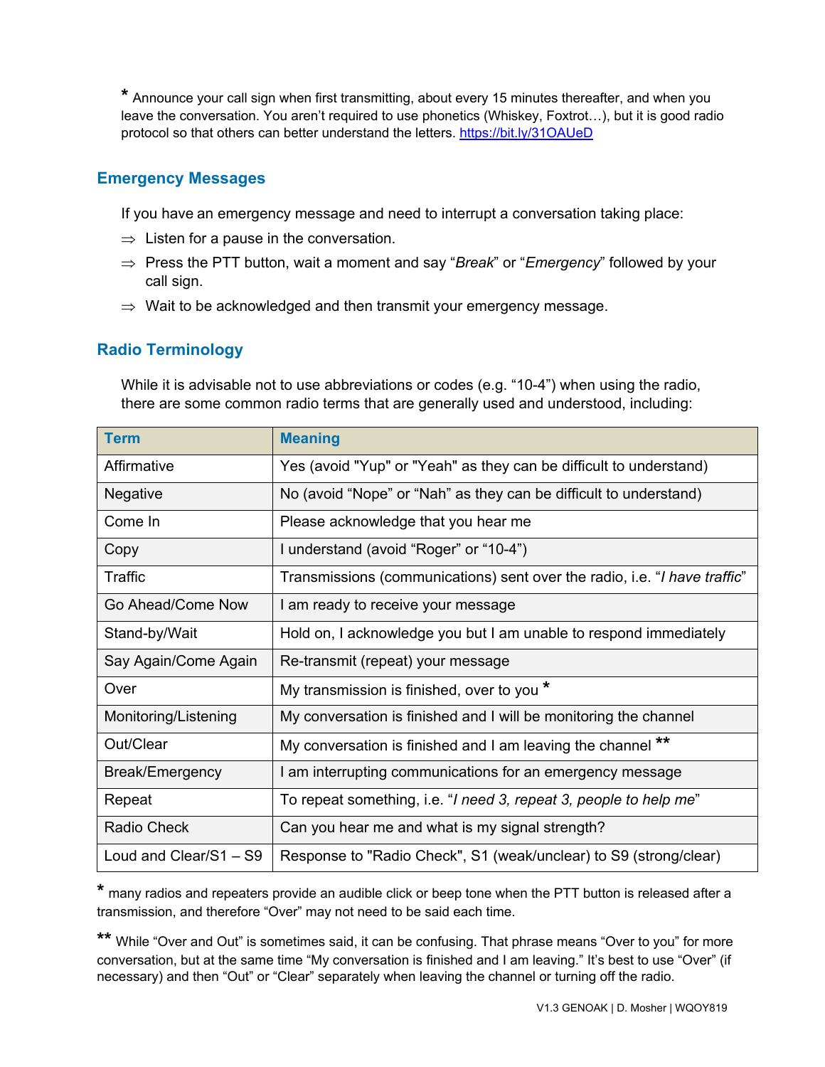* Announce your call sign when first transmitting, about every 15 minutes thereafter, and when you leave the conversation. You aren't required to use phonetics (Whiskey, Foxtrot…), but it is good radio protocol so that others can better understand the letters. https://bit.ly/31OAUeD

## Emergency Messages

If you have an emergency message and need to interrupt a conversation taking place:

⇒ Listen for a pause in the conversation.

⇒ Press the PTT button, wait a moment and say "*Break*" or "*Emergency*" followed by your call sign.

⇒ Wait to be acknowledged and then transmit your emergency message.

## Radio Terminology

While it is advisable not to use abbreviations or codes (e.g. "10-4") when using the radio, there are some common radio terms that are generally used and understood, including:

| Term | Meaning |
|---|---|
| Affirmative | Yes (avoid "Yup" or "Yeah" as they can be difficult to understand) |
| Negative | No (avoid "Nope" or "Nah" as they can be difficult to understand) |
| Come In | Please acknowledge that you hear me |
| Copy | I understand (avoid "Roger" or "10-4") |
| Traffic | Transmissions (communications) sent over the radio, i.e. "*I have traffic*" |
| Go Ahead/Come Now | I am ready to receive your message |
| Stand-by/Wait | Hold on, I acknowledge you but I am unable to respond immediately |
| Say Again/Come Again | Re-transmit (repeat) your message |
| Over | My transmission is finished, over to you * |
| Monitoring/Listening | My conversation is finished and I will be monitoring the channel |
| Out/Clear | My conversation is finished and I am leaving the channel ** |
| Break/Emergency | I am interrupting communications for an emergency message |
| Repeat | To repeat something, i.e. "*I need 3, repeat 3, people to help me*" |
| Radio Check | Can you hear me and what is my signal strength? |
| Loud and Clear/S1 – S9 | Response to "Radio Check", S1 (weak/unclear) to S9 (strong/clear) |

* many radios and repeaters provide an audible click or beep tone when the PTT button is released after a transmission, and therefore "Over" may not need to be said each time.

** While "Over and Out" is sometimes said, it can be confusing. That phrase means "Over to you" for more conversation, but at the same time "My conversation is finished and I am leaving." It's best to use "Over" (if necessary) and then "Out" or "Clear" separately when leaving the channel or turning off the radio.

V1.3 GENOAK | D. Mosher | WQOY819